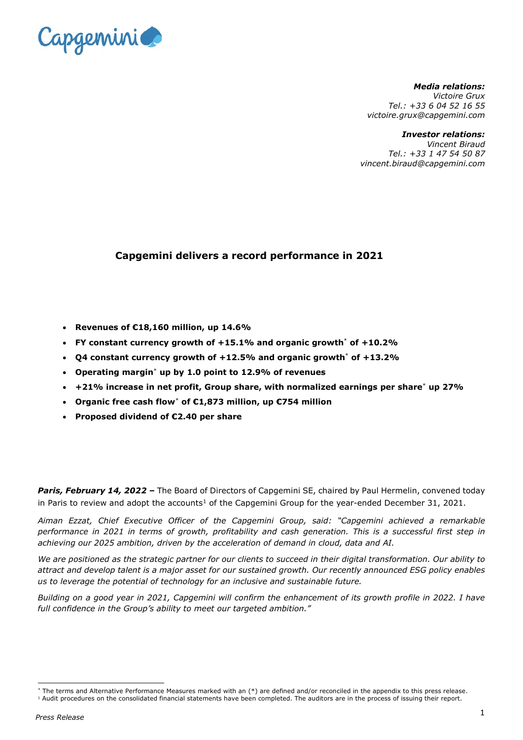Capgemini

***Media relations:***
*Victoire Grux*
*Tel.: +33 6 04 52 16 55*
*victoire.grux@capgemini.com*

***Investor relations:***
*Vincent Biraud*
*Tel.: +33 1 47 54 50 87*
*vincent.biraud@capgemini.com*

## Capgemini delivers a record performance in 2021

- **Revenues of €18,160 million, up 14.6%**
- **FY constant currency growth of +15.1% and organic growth* of +10.2%**
- **Q4 constant currency growth of +12.5% and organic growth* of +13.2%**
- **Operating margin* up by 1.0 point to 12.9% of revenues**
- **+21% increase in net profit, Group share, with normalized earnings per share* up 27%**
- **Organic free cash flow* of €1,873 million, up €754 million**
- **Proposed dividend of €2.40 per share**

***Paris, February 14, 2022 –*** The Board of Directors of Capgemini SE, chaired by Paul Hermelin, convened today in Paris to review and adopt the accounts[1] of the Capgemini Group for the year-ended December 31, 2021.

*Aiman Ezzat, Chief Executive Officer of the Capgemini Group, said: "Capgemini achieved a remarkable performance in 2021 in terms of growth, profitability and cash generation. This is a successful first step in achieving our 2025 ambition, driven by the acceleration of demand in cloud, data and AI.*

*We are positioned as the strategic partner for our clients to succeed in their digital transformation. Our ability to attract and develop talent is a major asset for our sustained growth. Our recently announced ESG policy enables us to leverage the potential of technology for an inclusive and sustainable future.*

*Building on a good year in 2021, Capgemini will confirm the enhancement of its growth profile in 2022. I have full confidence in the Group's ability to meet our targeted ambition."*

---

* The terms and Alternative Performance Measures marked with an (*) are defined and/or reconciled in the appendix to this press release.
[1] Audit procedures on the consolidated financial statements have been completed. The auditors are in the process of issuing their report.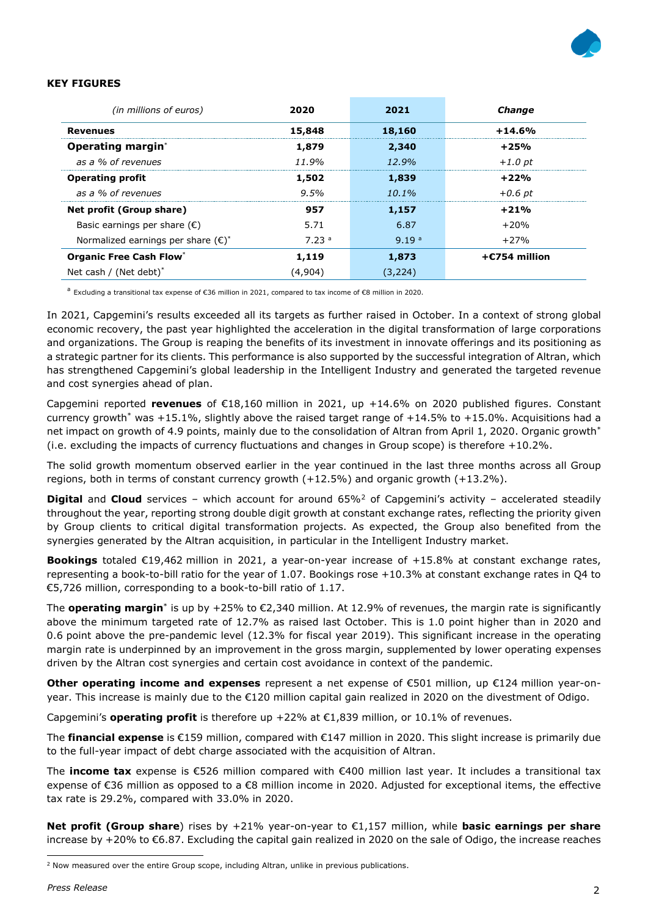**KEY FIGURES**

| *(in millions of euros)* | 2020 | 2021 | *Change* |
|---|---|---|---|
| **Revenues** | **15,848** | **18,160** | **+14.6%** |
| **Operating margin*** | **1,879** | **2,340** | **+25%** |
| *as a % of revenues* | *11.9%* | *12.9%* | *+1.0 pt* |
| **Operating profit** | **1,502** | **1,839** | **+22%** |
| *as a % of revenues* | *9.5%* | *10.1%* | *+0.6 pt* |
| **Net profit (Group share)** | **957** | **1,157** | **+21%** |
| Basic earnings per share (€) | 5.71 | 6.87 | +20% |
| Normalized earnings per share (€)* | 7.23 [a] | 9.19 [a] | +27% |
| **Organic Free Cash Flow*** | **1,119** | **1,873** | **+€754 million** |
| Net cash / (Net debt)* | (4,904) | (3,224) | |

[a] Excluding a transitional tax expense of €36 million in 2021, compared to tax income of €8 million in 2020.

In 2021, Capgemini's results exceeded all its targets as further raised in October. In a context of strong global economic recovery, the past year highlighted the acceleration in the digital transformation of large corporations and organizations. The Group is reaping the benefits of its investment in innovate offerings and its positioning as a strategic partner for its clients. This performance is also supported by the successful integration of Altran, which has strengthened Capgemini's global leadership in the Intelligent Industry and generated the targeted revenue and cost synergies ahead of plan.

Capgemini reported **revenues** of €18,160 million in 2021, up +14.6% on 2020 published figures. Constant currency growth* was +15.1%, slightly above the raised target range of +14.5% to +15.0%. Acquisitions had a net impact on growth of 4.9 points, mainly due to the consolidation of Altran from April 1, 2020. Organic growth* (i.e. excluding the impacts of currency fluctuations and changes in Group scope) is therefore +10.2%.

The solid growth momentum observed earlier in the year continued in the last three months across all Group regions, both in terms of constant currency growth (+12.5%) and organic growth (+13.2%).

**Digital** and **Cloud** services – which account for around 65%[2] of Capgemini's activity – accelerated steadily throughout the year, reporting strong double digit growth at constant exchange rates, reflecting the priority given by Group clients to critical digital transformation projects. As expected, the Group also benefited from the synergies generated by the Altran acquisition, in particular in the Intelligent Industry market.

**Bookings** totaled €19,462 million in 2021, a year-on-year increase of +15.8% at constant exchange rates, representing a book-to-bill ratio for the year of 1.07. Bookings rose +10.3% at constant exchange rates in Q4 to €5,726 million, corresponding to a book-to-bill ratio of 1.17.

The **operating margin*** is up by +25% to €2,340 million. At 12.9% of revenues, the margin rate is significantly above the minimum targeted rate of 12.7% as raised last October. This is 1.0 point higher than in 2020 and 0.6 point above the pre-pandemic level (12.3% for fiscal year 2019). This significant increase in the operating margin rate is underpinned by an improvement in the gross margin, supplemented by lower operating expenses driven by the Altran cost synergies and certain cost avoidance in context of the pandemic.

**Other operating income and expenses** represent a net expense of €501 million, up €124 million year-on-year. This increase is mainly due to the €120 million capital gain realized in 2020 on the divestment of Odigo.

Capgemini's **operating profit** is therefore up +22% at €1,839 million, or 10.1% of revenues.

The **financial expense** is €159 million, compared with €147 million in 2020. This slight increase is primarily due to the full-year impact of debt charge associated with the acquisition of Altran.

The **income tax** expense is €526 million compared with €400 million last year. It includes a transitional tax expense of €36 million as opposed to a €8 million income in 2020. Adjusted for exceptional items, the effective tax rate is 29.2%, compared with 33.0% in 2020.

**Net profit (Group share**) rises by +21% year-on-year to €1,157 million, while **basic earnings per share** increase by +20% to €6.87. Excluding the capital gain realized in 2020 on the sale of Odigo, the increase reaches

[2] Now measured over the entire Group scope, including Altran, unlike in previous publications.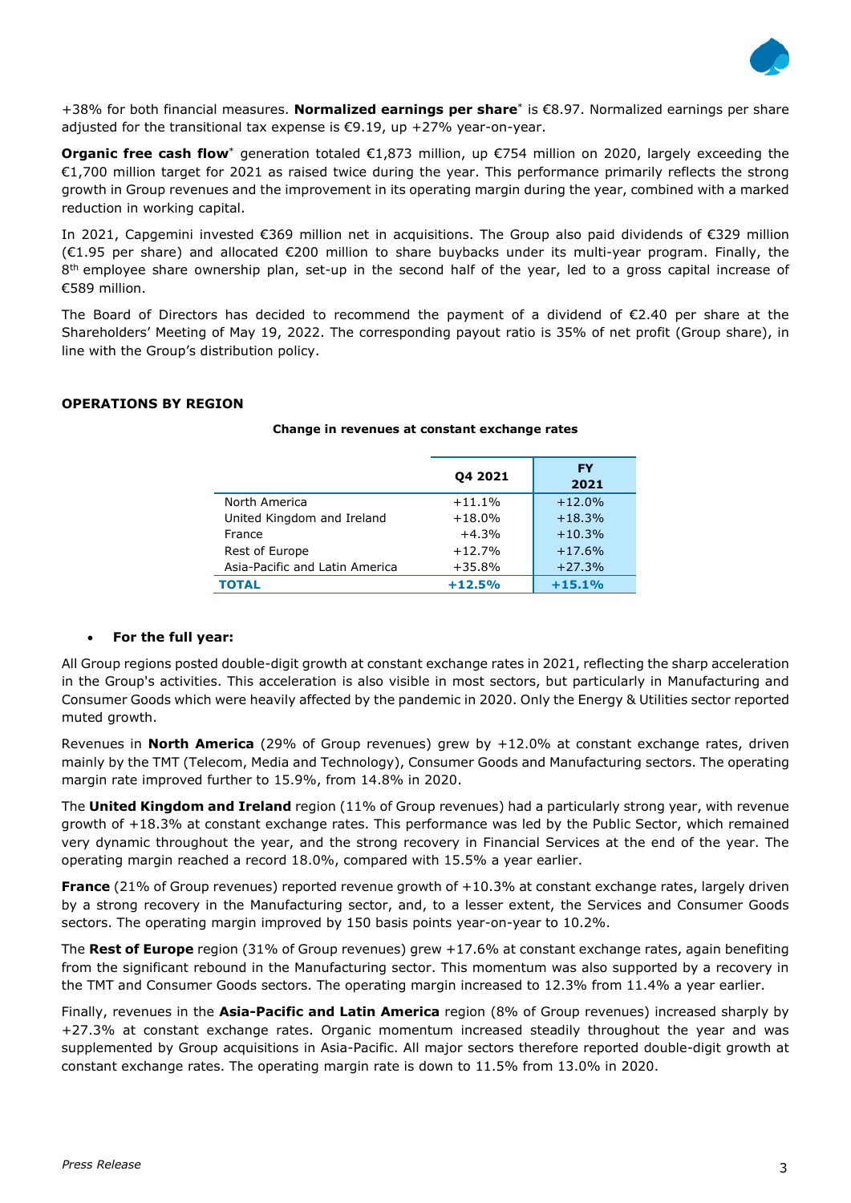+38% for both financial measures. **Normalized earnings per share*** is €8.97. Normalized earnings per share adjusted for the transitional tax expense is €9.19, up +27% year-on-year.

**Organic free cash flow*** generation totaled €1,873 million, up €754 million on 2020, largely exceeding the €1,700 million target for 2021 as raised twice during the year. This performance primarily reflects the strong growth in Group revenues and the improvement in its operating margin during the year, combined with a marked reduction in working capital.

In 2021, Capgemini invested €369 million net in acquisitions. The Group also paid dividends of €329 million (€1.95 per share) and allocated €200 million to share buybacks under its multi-year program. Finally, the 8th employee share ownership plan, set-up in the second half of the year, led to a gross capital increase of €589 million.

The Board of Directors has decided to recommend the payment of a dividend of €2.40 per share at the Shareholders' Meeting of May 19, 2022. The corresponding payout ratio is 35% of net profit (Group share), in line with the Group's distribution policy.

## OPERATIONS BY REGION

**Change in revenues at constant exchange rates**

| | Q4 2021 | FY 2021 |
|---|---|---|
| North America | +11.1% | +12.0% |
| United Kingdom and Ireland | +18.0% | +18.3% |
| France | +4.3% | +10.3% |
| Rest of Europe | +12.7% | +17.6% |
| Asia-Pacific and Latin America | +35.8% | +27.3% |
| **TOTAL** | **+12.5%** | **+15.1%** |

- **For the full year:**

All Group regions posted double-digit growth at constant exchange rates in 2021, reflecting the sharp acceleration in the Group's activities. This acceleration is also visible in most sectors, but particularly in Manufacturing and Consumer Goods which were heavily affected by the pandemic in 2020. Only the Energy & Utilities sector reported muted growth.

Revenues in **North America** (29% of Group revenues) grew by +12.0% at constant exchange rates, driven mainly by the TMT (Telecom, Media and Technology), Consumer Goods and Manufacturing sectors. The operating margin rate improved further to 15.9%, from 14.8% in 2020.

The **United Kingdom and Ireland** region (11% of Group revenues) had a particularly strong year, with revenue growth of +18.3% at constant exchange rates. This performance was led by the Public Sector, which remained very dynamic throughout the year, and the strong recovery in Financial Services at the end of the year. The operating margin reached a record 18.0%, compared with 15.5% a year earlier.

**France** (21% of Group revenues) reported revenue growth of +10.3% at constant exchange rates, largely driven by a strong recovery in the Manufacturing sector, and, to a lesser extent, the Services and Consumer Goods sectors. The operating margin improved by 150 basis points year-on-year to 10.2%.

The **Rest of Europe** region (31% of Group revenues) grew +17.6% at constant exchange rates, again benefiting from the significant rebound in the Manufacturing sector. This momentum was also supported by a recovery in the TMT and Consumer Goods sectors. The operating margin increased to 12.3% from 11.4% a year earlier.

Finally, revenues in the **Asia-Pacific and Latin America** region (8% of Group revenues) increased sharply by +27.3% at constant exchange rates. Organic momentum increased steadily throughout the year and was supplemented by Group acquisitions in Asia-Pacific. All major sectors therefore reported double-digit growth at constant exchange rates. The operating margin rate is down to 11.5% from 13.0% in 2020.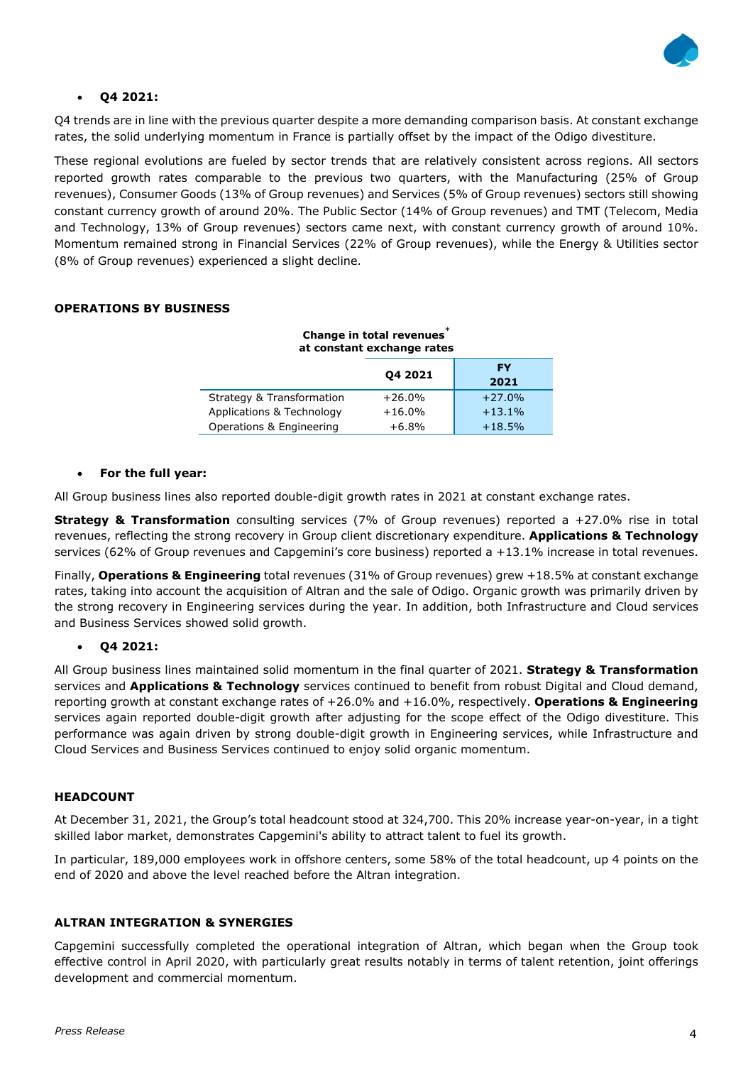- **Q4 2021:**

Q4 trends are in line with the previous quarter despite a more demanding comparison basis. At constant exchange rates, the solid underlying momentum in France is partially offset by the impact of the Odigo divestiture.

These regional evolutions are fueled by sector trends that are relatively consistent across regions. All sectors reported growth rates comparable to the previous two quarters, with the Manufacturing (25% of Group revenues), Consumer Goods (13% of Group revenues) and Services (5% of Group revenues) sectors still showing constant currency growth of around 20%. The Public Sector (14% of Group revenues) and TMT (Telecom, Media and Technology, 13% of Group revenues) sectors came next, with constant currency growth of around 10%. Momentum remained strong in Financial Services (22% of Group revenues), while the Energy & Utilities sector (8% of Group revenues) experienced a slight decline.

#### OPERATIONS BY BUSINESS

**Change in total revenues* at constant exchange rates**

| | Q4 2021 | FY 2021 |
|---|---|---|
| Strategy & Transformation | +26.0% | +27.0% |
| Applications & Technology | +16.0% | +13.1% |
| Operations & Engineering | +6.8% | +18.5% |

- **For the full year:**

All Group business lines also reported double-digit growth rates in 2021 at constant exchange rates.

**Strategy & Transformation** consulting services (7% of Group revenues) reported a +27.0% rise in total revenues, reflecting the strong recovery in Group client discretionary expenditure. **Applications & Technology** services (62% of Group revenues and Capgemini's core business) reported a +13.1% increase in total revenues.

Finally, **Operations & Engineering** total revenues (31% of Group revenues) grew +18.5% at constant exchange rates, taking into account the acquisition of Altran and the sale of Odigo. Organic growth was primarily driven by the strong recovery in Engineering services during the year. In addition, both Infrastructure and Cloud services and Business Services showed solid growth.

- **Q4 2021:**

All Group business lines maintained solid momentum in the final quarter of 2021. **Strategy & Transformation** services and **Applications & Technology** services continued to benefit from robust Digital and Cloud demand, reporting growth at constant exchange rates of +26.0% and +16.0%, respectively. **Operations & Engineering** services again reported double-digit growth after adjusting for the scope effect of the Odigo divestiture. This performance was again driven by strong double-digit growth in Engineering services, while Infrastructure and Cloud Services and Business Services continued to enjoy solid organic momentum.

#### HEADCOUNT

At December 31, 2021, the Group's total headcount stood at 324,700. This 20% increase year-on-year, in a tight skilled labor market, demonstrates Capgemini's ability to attract talent to fuel its growth.

In particular, 189,000 employees work in offshore centers, some 58% of the total headcount, up 4 points on the end of 2020 and above the level reached before the Altran integration.

#### ALTRAN INTEGRATION & SYNERGIES

Capgemini successfully completed the operational integration of Altran, which began when the Group took effective control in April 2020, with particularly great results notably in terms of talent retention, joint offerings development and commercial momentum.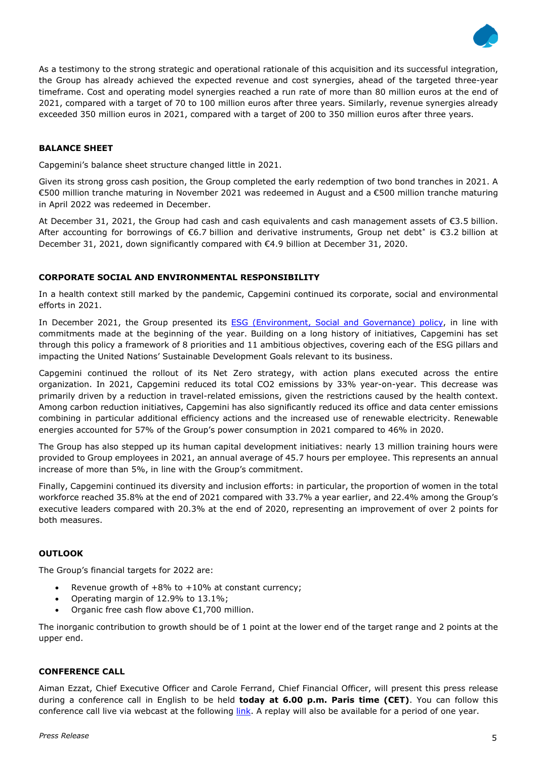As a testimony to the strong strategic and operational rationale of this acquisition and its successful integration, the Group has already achieved the expected revenue and cost synergies, ahead of the targeted three-year timeframe. Cost and operating model synergies reached a run rate of more than 80 million euros at the end of 2021, compared with a target of 70 to 100 million euros after three years. Similarly, revenue synergies already exceeded 350 million euros in 2021, compared with a target of 200 to 350 million euros after three years.

## BALANCE SHEET

Capgemini's balance sheet structure changed little in 2021.

Given its strong gross cash position, the Group completed the early redemption of two bond tranches in 2021. A €500 million tranche maturing in November 2021 was redeemed in August and a €500 million tranche maturing in April 2022 was redeemed in December.

At December 31, 2021, the Group had cash and cash equivalents and cash management assets of €3.5 billion. After accounting for borrowings of €6.7 billion and derivative instruments, Group net debt* is €3.2 billion at December 31, 2021, down significantly compared with €4.9 billion at December 31, 2020.

## CORPORATE SOCIAL AND ENVIRONMENTAL RESPONSIBILITY

In a health context still marked by the pandemic, Capgemini continued its corporate, social and environmental efforts in 2021.

In December 2021, the Group presented its ESG (Environment, Social and Governance) policy, in line with commitments made at the beginning of the year. Building on a long history of initiatives, Capgemini has set through this policy a framework of 8 priorities and 11 ambitious objectives, covering each of the ESG pillars and impacting the United Nations' Sustainable Development Goals relevant to its business.

Capgemini continued the rollout of its Net Zero strategy, with action plans executed across the entire organization. In 2021, Capgemini reduced its total $CO_2$ emissions by 33% year-on-year. This decrease was primarily driven by a reduction in travel-related emissions, given the restrictions caused by the health context. Among carbon reduction initiatives, Capgemini has also significantly reduced its office and data center emissions combining in particular additional efficiency actions and the increased use of renewable electricity. Renewable energies accounted for 57% of the Group's power consumption in 2021 compared to 46% in 2020.

The Group has also stepped up its human capital development initiatives: nearly 13 million training hours were provided to Group employees in 2021, an annual average of 45.7 hours per employee. This represents an annual increase of more than 5%, in line with the Group's commitment.

Finally, Capgemini continued its diversity and inclusion efforts: in particular, the proportion of women in the total workforce reached 35.8% at the end of 2021 compared with 33.7% a year earlier, and 22.4% among the Group's executive leaders compared with 20.3% at the end of 2020, representing an improvement of over 2 points for both measures.

## OUTLOOK

The Group's financial targets for 2022 are:

- Revenue growth of +8% to +10% at constant currency;
- Operating margin of 12.9% to 13.1%;
- Organic free cash flow above €1,700 million.

The inorganic contribution to growth should be of 1 point at the lower end of the target range and 2 points at the upper end.

## CONFERENCE CALL

Aiman Ezzat, Chief Executive Officer and Carole Ferrand, Chief Financial Officer, will present this press release during a conference call in English to be held **today at 6.00 p.m. Paris time (CET)**. You can follow this conference call live via webcast at the following link. A replay will also be available for a period of one year.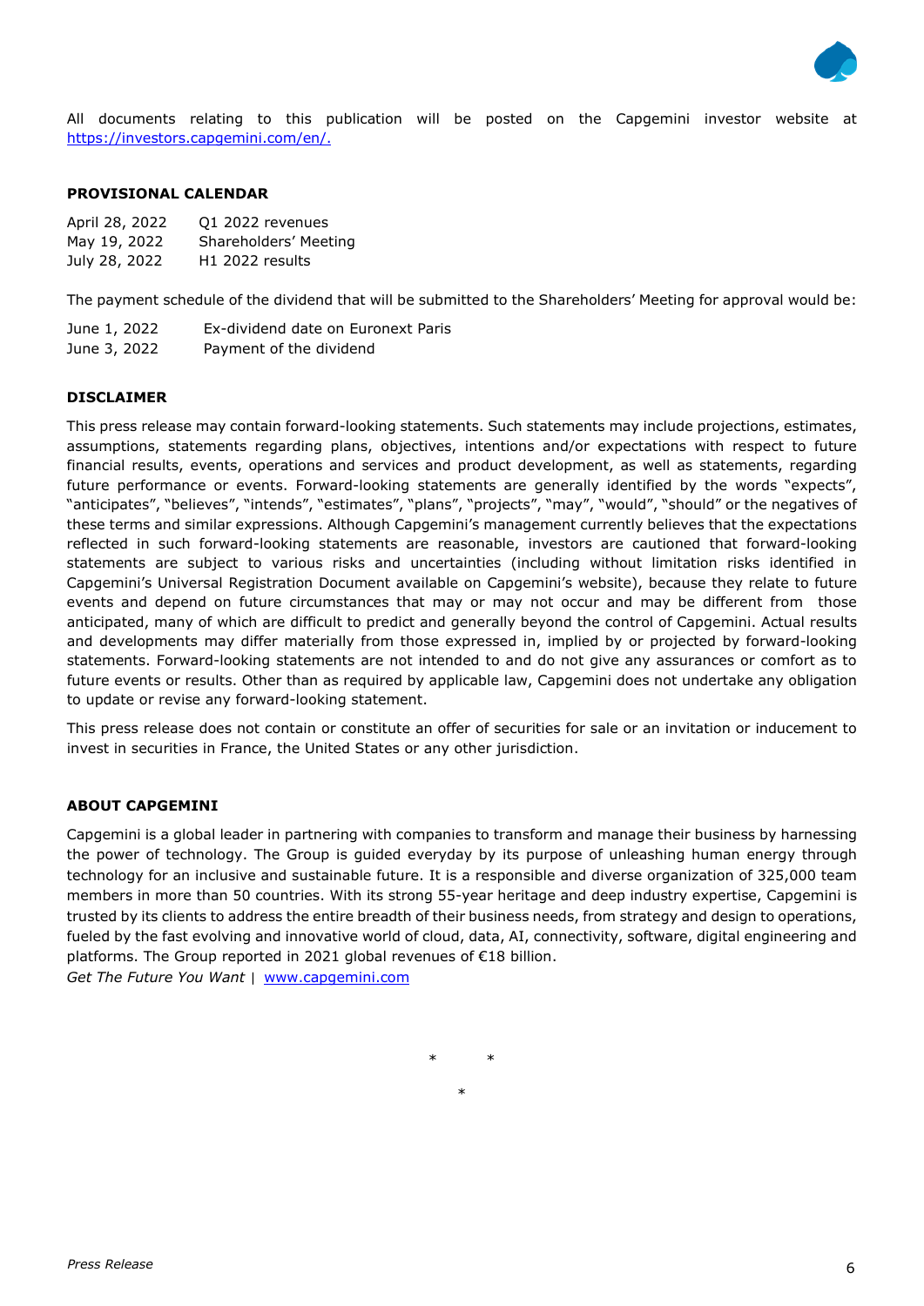All documents relating to this publication will be posted on the Capgemini investor website at https://investors.capgemini.com/en/.

## PROVISIONAL CALENDAR

| | |
|---|---|
| April 28, 2022 | Q1 2022 revenues |
| May 19, 2022 | Shareholders' Meeting |
| July 28, 2022 | H1 2022 results |

The payment schedule of the dividend that will be submitted to the Shareholders' Meeting for approval would be:

| | |
|---|---|
| June 1, 2022 | Ex-dividend date on Euronext Paris |
| June 3, 2022 | Payment of the dividend |

## DISCLAIMER

This press release may contain forward-looking statements. Such statements may include projections, estimates, assumptions, statements regarding plans, objectives, intentions and/or expectations with respect to future financial results, events, operations and services and product development, as well as statements, regarding future performance or events. Forward-looking statements are generally identified by the words "expects", "anticipates", "believes", "intends", "estimates", "plans", "projects", "may", "would", "should" or the negatives of these terms and similar expressions. Although Capgemini's management currently believes that the expectations reflected in such forward-looking statements are reasonable, investors are cautioned that forward-looking statements are subject to various risks and uncertainties (including without limitation risks identified in Capgemini's Universal Registration Document available on Capgemini's website), because they relate to future events and depend on future circumstances that may or may not occur and may be different from those anticipated, many of which are difficult to predict and generally beyond the control of Capgemini. Actual results and developments may differ materially from those expressed in, implied by or projected by forward-looking statements. Forward-looking statements are not intended to and do not give any assurances or comfort as to future events or results. Other than as required by applicable law, Capgemini does not undertake any obligation to update or revise any forward-looking statement.

This press release does not contain or constitute an offer of securities for sale or an invitation or inducement to invest in securities in France, the United States or any other jurisdiction.

## ABOUT CAPGEMINI

Capgemini is a global leader in partnering with companies to transform and manage their business by harnessing the power of technology. The Group is guided everyday by its purpose of unleashing human energy through technology for an inclusive and sustainable future. It is a responsible and diverse organization of 325,000 team members in more than 50 countries. With its strong 55-year heritage and deep industry expertise, Capgemini is trusted by its clients to address the entire breadth of their business needs, from strategy and design to operations, fueled by the fast evolving and innovative world of cloud, data, AI, connectivity, software, digital engineering and platforms. The Group reported in 2021 global revenues of €18 billion.
*Get The Future You Want* | www.capgemini.com

\*    \*
\*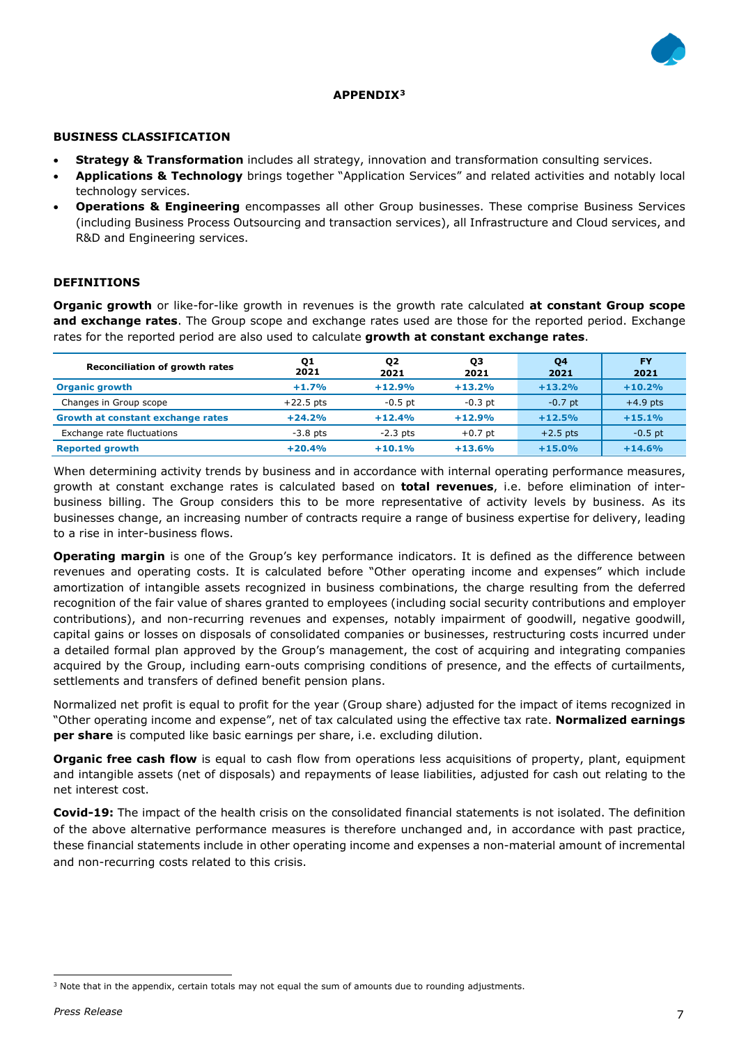## APPENDIX[3]

### BUSINESS CLASSIFICATION

- **Strategy & Transformation** includes all strategy, innovation and transformation consulting services.
- **Applications & Technology** brings together "Application Services" and related activities and notably local technology services.
- **Operations & Engineering** encompasses all other Group businesses. These comprise Business Services (including Business Process Outsourcing and transaction services), all Infrastructure and Cloud services, and R&D and Engineering services.

### DEFINITIONS

**Organic growth** or like-for-like growth in revenues is the growth rate calculated **at constant Group scope and exchange rates**. The Group scope and exchange rates used are those for the reported period. Exchange rates for the reported period are also used to calculate **growth at constant exchange rates**.

| Reconciliation of growth rates | Q1 2021 | Q2 2021 | Q3 2021 | Q4 2021 | FY 2021 |
|---|---|---|---|---|---|
| **Organic growth** | **+1.7%** | **+12.9%** | **+13.2%** | **+13.2%** | **+10.2%** |
| Changes in Group scope | +22.5 pts | -0.5 pt | -0.3 pt | -0.7 pt | +4.9 pts |
| **Growth at constant exchange rates** | **+24.2%** | **+12.4%** | **+12.9%** | **+12.5%** | **+15.1%** |
| Exchange rate fluctuations | -3.8 pts | -2.3 pts | +0.7 pt | +2.5 pts | -0.5 pt |
| **Reported growth** | **+20.4%** | **+10.1%** | **+13.6%** | **+15.0%** | **+14.6%** |

When determining activity trends by business and in accordance with internal operating performance measures, growth at constant exchange rates is calculated based on **total revenues**, i.e. before elimination of inter-business billing. The Group considers this to be more representative of activity levels by business. As its businesses change, an increasing number of contracts require a range of business expertise for delivery, leading to a rise in inter-business flows.

**Operating margin** is one of the Group's key performance indicators. It is defined as the difference between revenues and operating costs. It is calculated before "Other operating income and expenses" which include amortization of intangible assets recognized in business combinations, the charge resulting from the deferred recognition of the fair value of shares granted to employees (including social security contributions and employer contributions), and non-recurring revenues and expenses, notably impairment of goodwill, negative goodwill, capital gains or losses on disposals of consolidated companies or businesses, restructuring costs incurred under a detailed formal plan approved by the Group's management, the cost of acquiring and integrating companies acquired by the Group, including earn-outs comprising conditions of presence, and the effects of curtailments, settlements and transfers of defined benefit pension plans.

Normalized net profit is equal to profit for the year (Group share) adjusted for the impact of items recognized in "Other operating income and expense", net of tax calculated using the effective tax rate. **Normalized earnings per share** is computed like basic earnings per share, i.e. excluding dilution.

**Organic free cash flow** is equal to cash flow from operations less acquisitions of property, plant, equipment and intangible assets (net of disposals) and repayments of lease liabilities, adjusted for cash out relating to the net interest cost.

**Covid-19:** The impact of the health crisis on the consolidated financial statements is not isolated. The definition of the above alternative performance measures is therefore unchanged and, in accordance with past practice, these financial statements include in other operating income and expenses a non-material amount of incremental and non-recurring costs related to this crisis.

[3] Note that in the appendix, certain totals may not equal the sum of amounts due to rounding adjustments.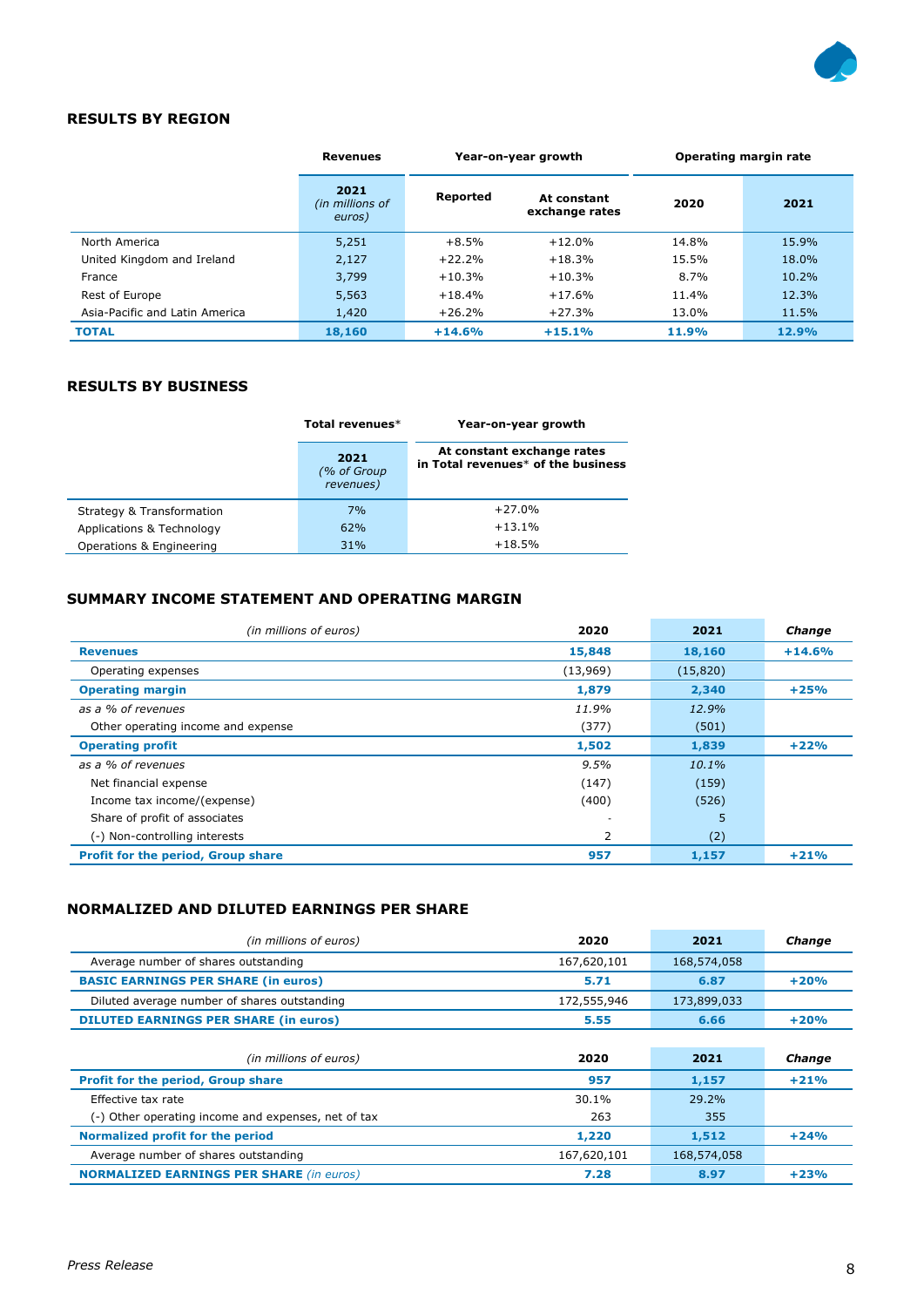## RESULTS BY REGION

| | Revenues | Year-on-year growth | | Operating margin rate | |
|---|---|---|---|---|---|
| | 2021 *(in millions of euros)* | Reported | At constant exchange rates | 2020 | 2021 |
| North America | 5,251 | +8.5% | +12.0% | 14.8% | 15.9% |
| United Kingdom and Ireland | 2,127 | +22.2% | +18.3% | 15.5% | 18.0% |
| France | 3,799 | +10.3% | +10.3% | 8.7% | 10.2% |
| Rest of Europe | 5,563 | +18.4% | +17.6% | 11.4% | 12.3% |
| Asia-Pacific and Latin America | 1,420 | +26.2% | +27.3% | 13.0% | 11.5% |
| **TOTAL** | **18,160** | **+14.6%** | **+15.1%** | **11.9%** | **12.9%** |

## RESULTS BY BUSINESS

| | Total revenues* | Year-on-year growth |
|---|---|---|
| | 2021 *(% of Group revenues)* | At constant exchange rates in Total revenues* of the business |
| Strategy & Transformation | 7% | +27.0% |
| Applications & Technology | 62% | +13.1% |
| Operations & Engineering | 31% | +18.5% |

## SUMMARY INCOME STATEMENT AND OPERATING MARGIN

| *(in millions of euros)* | 2020 | 2021 | *Change* |
|---|---|---|---|
| **Revenues** | **15,848** | **18,160** | **+14.6%** |
| Operating expenses | (13,969) | (15,820) | |
| **Operating margin** | **1,879** | **2,340** | **+25%** |
| *as a % of revenues* | *11.9%* | *12.9%* | |
| Other operating income and expense | (377) | (501) | |
| **Operating profit** | **1,502** | **1,839** | **+22%** |
| *as a % of revenues* | *9.5%* | *10.1%* | |
| Net financial expense | (147) | (159) | |
| Income tax income/(expense) | (400) | (526) | |
| Share of profit of associates | - | 5 | |
| (-) Non-controlling interests | 2 | (2) | |
| **Profit for the period, Group share** | **957** | **1,157** | **+21%** |

## NORMALIZED AND DILUTED EARNINGS PER SHARE

| *(in millions of euros)* | 2020 | 2021 | *Change* |
|---|---|---|---|
| Average number of shares outstanding | 167,620,101 | 168,574,058 | |
| **BASIC EARNINGS PER SHARE (in euros)** | **5.71** | **6.87** | **+20%** |
| Diluted average number of shares outstanding | 172,555,946 | 173,899,033 | |
| **DILUTED EARNINGS PER SHARE (in euros)** | **5.55** | **6.66** | **+20%** |

| *(in millions of euros)* | 2020 | 2021 | *Change* |
|---|---|---|---|
| **Profit for the period, Group share** | **957** | **1,157** | **+21%** |
| Effective tax rate | 30.1% | 29.2% | |
| (-) Other operating income and expenses, net of tax | 263 | 355 | |
| **Normalized profit for the period** | **1,220** | **1,512** | **+24%** |
| Average number of shares outstanding | 167,620,101 | 168,574,058 | |
| **NORMALIZED EARNINGS PER SHARE** *(in euros)* | **7.28** | **8.97** | **+23%** |

*Press Release*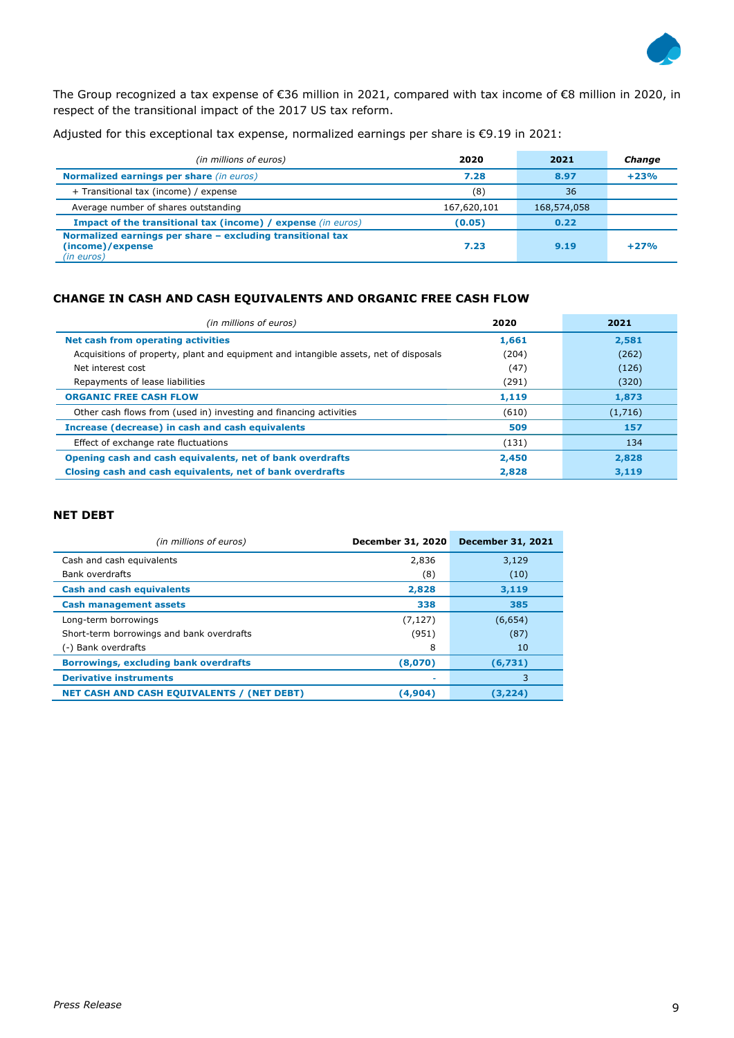The Group recognized a tax expense of €36 million in 2021, compared with tax income of €8 million in 2020, in respect of the transitional impact of the 2017 US tax reform.

Adjusted for this exceptional tax expense, normalized earnings per share is €9.19 in 2021:

| *(in millions of euros)* | 2020 | 2021 | *Change* |
|---|---|---|---|
| **Normalized earnings per share** *(in euros)* | **7.28** | **8.97** | **+23%** |
| + Transitional tax (income) / expense | (8) | 36 | |
| Average number of shares outstanding | 167,620,101 | 168,574,058 | |
| **Impact of the transitional tax (income) / expense** *(in euros)* | **(0.05)** | **0.22** | |
| **Normalized earnings per share – excluding transitional tax (income)/expense** *(in euros)* | **7.23** | **9.19** | **+27%** |

## CHANGE IN CASH AND CASH EQUIVALENTS AND ORGANIC FREE CASH FLOW

| *(in millions of euros)* | 2020 | 2021 |
|---|---|---|
| **Net cash from operating activities** | **1,661** | **2,581** |
| Acquisitions of property, plant and equipment and intangible assets, net of disposals | (204) | (262) |
| Net interest cost | (47) | (126) |
| Repayments of lease liabilities | (291) | (320) |
| **ORGANIC FREE CASH FLOW** | **1,119** | **1,873** |
| Other cash flows from (used in) investing and financing activities | (610) | (1,716) |
| **Increase (decrease) in cash and cash equivalents** | **509** | **157** |
| Effect of exchange rate fluctuations | (131) | 134 |
| **Opening cash and cash equivalents, net of bank overdrafts** | **2,450** | **2,828** |
| **Closing cash and cash equivalents, net of bank overdrafts** | **2,828** | **3,119** |

## NET DEBT

| *(in millions of euros)* | December 31, 2020 | December 31, 2021 |
|---|---|---|
| Cash and cash equivalents | 2,836 | 3,129 |
| Bank overdrafts | (8) | (10) |
| **Cash and cash equivalents** | **2,828** | **3,119** |
| **Cash management assets** | **338** | **385** |
| Long-term borrowings | (7,127) | (6,654) |
| Short-term borrowings and bank overdrafts | (951) | (87) |
| (-) Bank overdrafts | 8 | 10 |
| **Borrowings, excluding bank overdrafts** | **(8,070)** | **(6,731)** |
| **Derivative instruments** | - | 3 |
| **NET CASH AND CASH EQUIVALENTS / (NET DEBT)** | **(4,904)** | **(3,224)** |